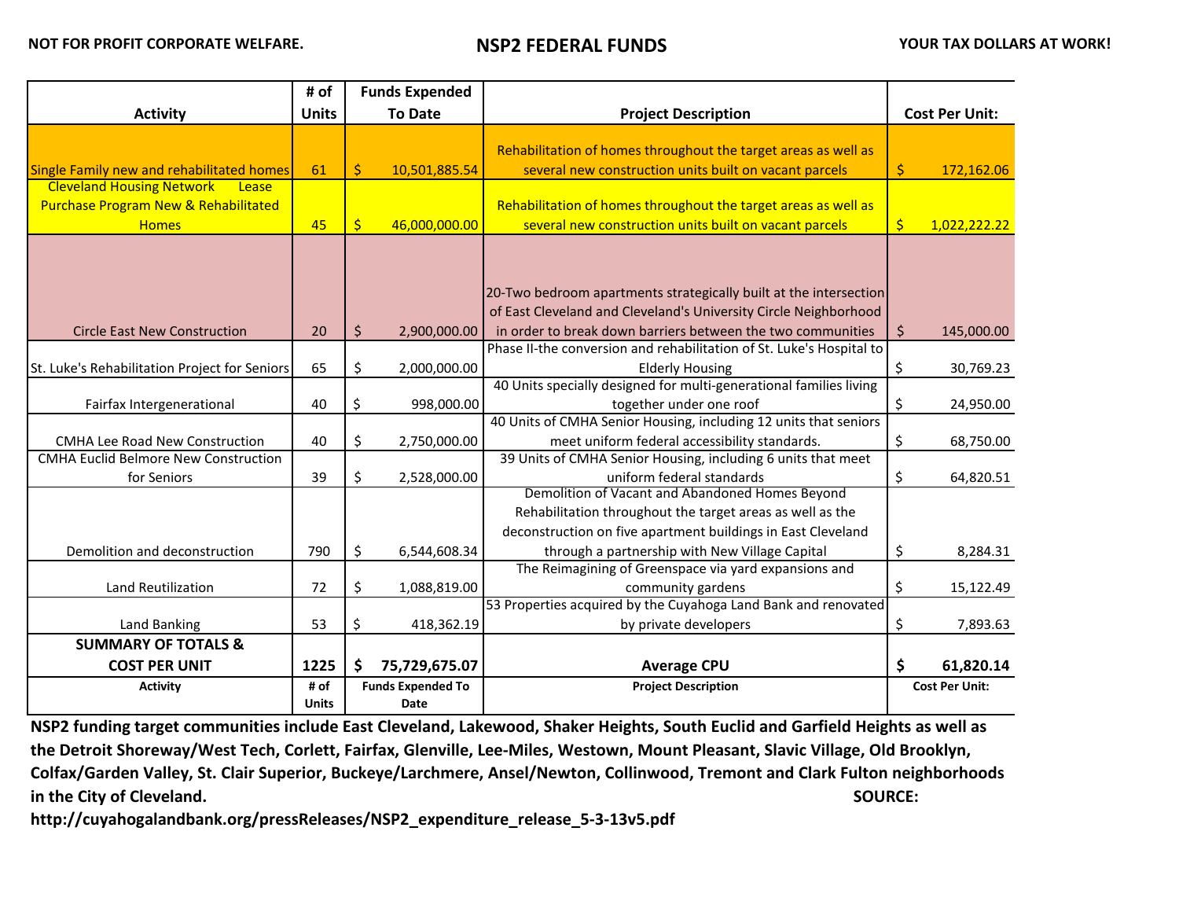**NOT FOR PROFIT CORPORATE WELFARE.** **NSP2 FEDERAL FUNDS** **YOUR TAX DOLLARS AT WORK!**

| Activity | # of Units | Funds Expended To Date | Project Description | Cost Per Unit: |
|---|---|---|---|---|
| Single Family new and rehabilitated homes | 61 | $ 10,501,885.54 | Rehabilitation of homes throughout the target areas as well as several new construction units built on vacant parcels | $ 172,162.06 |
| Cleveland Housing Network Lease Purchase Program New & Rehabilitated Homes | 45 | $ 46,000,000.00 | Rehabilitation of homes throughout the target areas as well as several new construction units built on vacant parcels | $ 1,022,222.22 |
| Circle East New Construction | 20 | $ 2,900,000.00 | 20-Two bedroom apartments strategically built at the intersection of East Cleveland and Cleveland's University Circle Neighborhood in order to break down barriers between the two communities | $ 145,000.00 |
| St. Luke's Rehabilitation Project for Seniors | 65 | $ 2,000,000.00 | Phase II-the conversion and rehabilitation of St. Luke's Hospital to Elderly Housing | $ 30,769.23 |
| Fairfax Intergenerational | 40 | $ 998,000.00 | 40 Units specially designed for multi-generational families living together under one roof | $ 24,950.00 |
| CMHA Lee Road New Construction | 40 | $ 2,750,000.00 | 40 Units of CMHA Senior Housing, including 12 units that seniors meet uniform federal accessibility standards. | $ 68,750.00 |
| CMHA Euclid Belmore New Construction for Seniors | 39 | $ 2,528,000.00 | 39 Units of CMHA Senior Housing, including 6 units that meet uniform federal standards | $ 64,820.51 |
| Demolition and deconstruction | 790 | $ 6,544,608.34 | Demolition of Vacant and Abandoned Homes Beyond Rehabilitation throughout the target areas as well as the deconstruction on five apartment buildings in East Cleveland through a partnership with New Village Capital | $ 8,284.31 |
| Land Reutilization | 72 | $ 1,088,819.00 | The Reimagining of Greenspace via yard expansions and community gardens | $ 15,122.49 |
| Land Banking | 53 | $ 418,362.19 | 53 Properties acquired by the Cuyahoga Land Bank and renovated by private developers | $ 7,893.63 |
| **SUMMARY OF TOTALS & COST PER UNIT** | **1225** | **$ 75,729,675.07** | **Average CPU** | **$ 61,820.14** |
| **Activity** | **# of Units** | **Funds Expended To Date** | **Project Description** | **Cost Per Unit:** |

**NSP2 funding target communities include East Cleveland, Lakewood, Shaker Heights, South Euclid and Garfield Heights as well as the Detroit Shoreway/West Tech, Corlett, Fairfax, Glenville, Lee-Miles, Westown, Mount Pleasant, Slavic Village, Old Brooklyn, Colfax/Garden Valley, St. Clair Superior, Buckeye/Larchmere, Ansel/Newton, Collinwood, Tremont and Clark Fulton neighborhoods in the City of Cleveland.** **SOURCE:**

**http://cuyahogalandbank.org/pressReleases/NSP2_expenditure_release_5-3-13v5.pdf**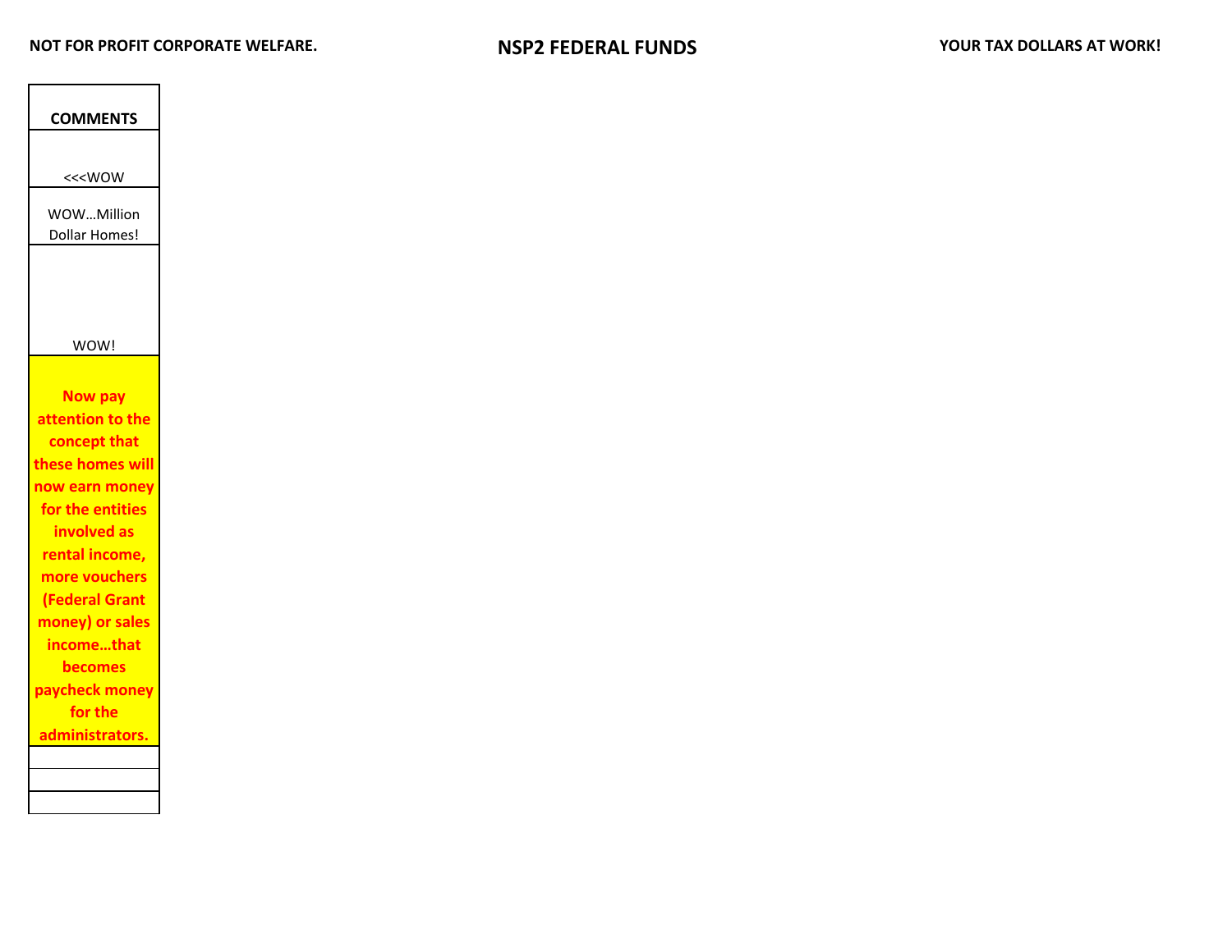| COMMENTS |
| --- |
| <<<WOW |
| WOW…Million Dollar Homes! |
| WOW! |
| **Now pay attention to the concept that these homes will now earn money for the entities involved as rental income, more vouchers (Federal Grant money) or sales income…that becomes paycheck money for the administrators.** |
| |
| |
| |